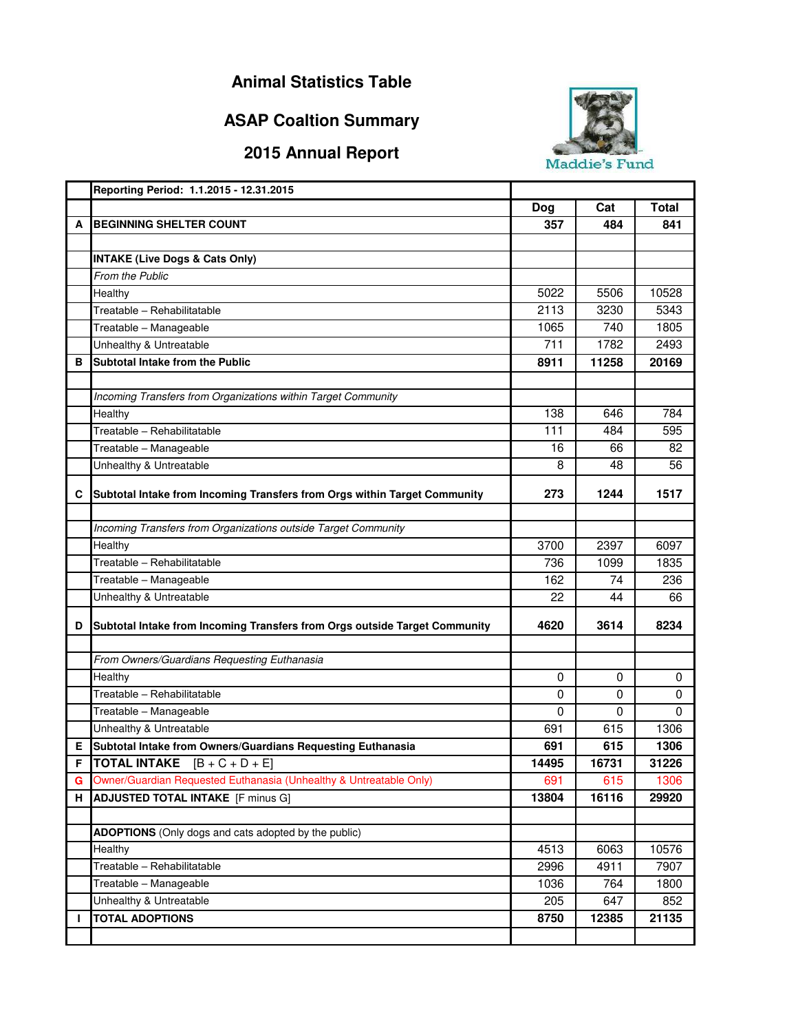# Animal Statistics Table

## ASAP Coaltion Summary

## 2015 Annual Report

Maddie's Fund

| | Reporting Period: 1.1.2015 - 12.31.2015 | | | |
|---|---|---|---|---|
| | | **Dog** | **Cat** | **Total** |
| **A** | **BEGINNING SHELTER COUNT** | **357** | **484** | **841** |
| | | | | |
| | **INTAKE (Live Dogs & Cats Only)** | | | |
| | *From the Public* | | | |
| | Healthy | 5022 | 5506 | 10528 |
| | Treatable – Rehabilitatable | 2113 | 3230 | 5343 |
| | Treatable – Manageable | 1065 | 740 | 1805 |
| | Unhealthy & Untreatable | 711 | 1782 | 2493 |
| **B** | **Subtotal Intake from the Public** | **8911** | **11258** | **20169** |
| | | | | |
| | *Incoming Transfers from Organizations within Target Community* | | | |
| | Healthy | 138 | 646 | 784 |
| | Treatable – Rehabilitatable | 111 | 484 | 595 |
| | Treatable – Manageable | 16 | 66 | 82 |
| | Unhealthy & Untreatable | 8 | 48 | 56 |
| **C** | **Subtotal Intake from Incoming Transfers from Orgs within Target Community** | **273** | **1244** | **1517** |
| | | | | |
| | *Incoming Transfers from Organizations outside Target Community* | | | |
| | Healthy | 3700 | 2397 | 6097 |
| | Treatable – Rehabilitatable | 736 | 1099 | 1835 |
| | Treatable – Manageable | 162 | 74 | 236 |
| | Unhealthy & Untreatable | 22 | 44 | 66 |
| **D** | **Subtotal Intake from Incoming Transfers from Orgs outside Target Community** | **4620** | **3614** | **8234** |
| | | | | |
| | *From Owners/Guardians Requesting Euthanasia* | | | |
| | Healthy | 0 | 0 | 0 |
| | Treatable – Rehabilitatable | 0 | 0 | 0 |
| | Treatable – Manageable | 0 | 0 | 0 |
| | Unhealthy & Untreatable | 691 | 615 | 1306 |
| **E** | **Subtotal Intake from Owners/Guardians Requesting Euthanasia** | **691** | **615** | **1306** |
| **F** | **TOTAL INTAKE** [B + C + D + E] | **14495** | **16731** | **31226** |
| G | Owner/Guardian Requested Euthanasia (Unhealthy & Untreatable Only) | 691 | 615 | 1306 |
| **H** | **ADJUSTED TOTAL INTAKE** [F minus G] | **13804** | **16116** | **29920** |
| | | | | |
| | **ADOPTIONS** (Only dogs and cats adopted by the public) | | | |
| | Healthy | 4513 | 6063 | 10576 |
| | Treatable – Rehabilitatable | 2996 | 4911 | 7907 |
| | Treatable – Manageable | 1036 | 764 | 1800 |
| | Unhealthy & Untreatable | 205 | 647 | 852 |
| **I** | **TOTAL ADOPTIONS** | **8750** | **12385** | **21135** |
| | | | | |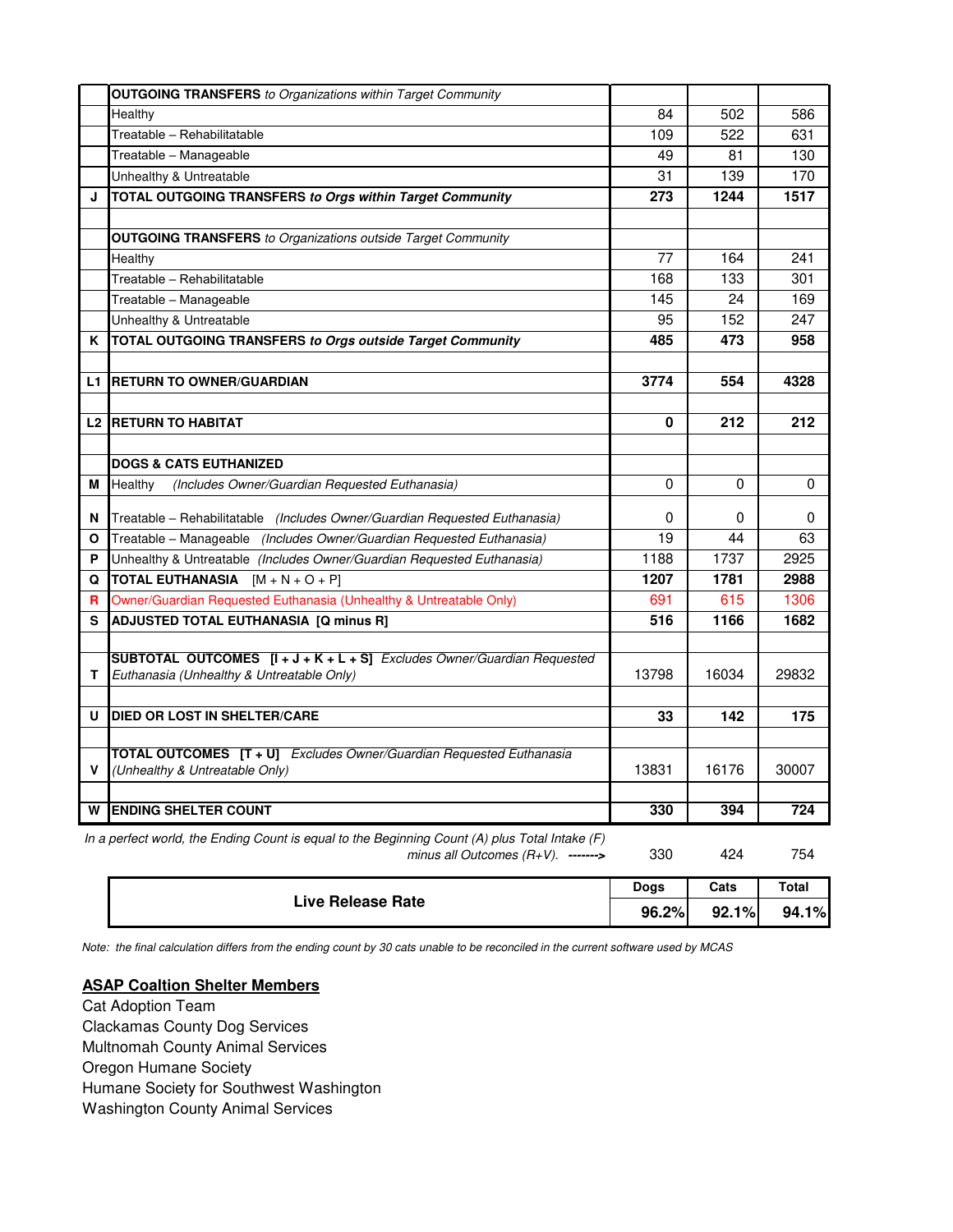| | | Dogs | Cats | Total |
|---|---|---|---|---|
| | **OUTGOING TRANSFERS** *to Organizations within Target Community* | | | |
| | Healthy | 84 | 502 | 586 |
| | Treatable – Rehabilitatable | 109 | 522 | 631 |
| | Treatable – Manageable | 49 | 81 | 130 |
| | Unhealthy & Untreatable | 31 | 139 | 170 |
| **J** | **TOTAL OUTGOING TRANSFERS *to Orgs within Target Community*** | **273** | **1244** | **1517** |
| | | | | |
| | **OUTGOING TRANSFERS** *to Organizations outside Target Community* | | | |
| | Healthy | 77 | 164 | 241 |
| | Treatable – Rehabilitatable | 168 | 133 | 301 |
| | Treatable – Manageable | 145 | 24 | 169 |
| | Unhealthy & Untreatable | 95 | 152 | 247 |
| **K** | **TOTAL OUTGOING TRANSFERS *to Orgs outside Target Community*** | **485** | **473** | **958** |
| | | | | |
| **L1** | **RETURN TO OWNER/GUARDIAN** | **3774** | **554** | **4328** |
| | | | | |
| **L2** | **RETURN TO HABITAT** | **0** | **212** | **212** |
| | | | | |
| | **DOGS & CATS EUTHANIZED** | | | |
| **M** | Healthy *(Includes Owner/Guardian Requested Euthanasia)* | 0 | 0 | 0 |
| **N** | Treatable – Rehabilitatable *(Includes Owner/Guardian Requested Euthanasia)* | 0 | 0 | 0 |
| **O** | Treatable – Manageable *(Includes Owner/Guardian Requested Euthanasia)* | 19 | 44 | 63 |
| **P** | Unhealthy & Untreatable *(Includes Owner/Guardian Requested Euthanasia)* | 1188 | 1737 | 2925 |
| **Q** | **TOTAL EUTHANASIA** [M + N + O + P] | **1207** | **1781** | **2988** |
| **R** | Owner/Guardian Requested Euthanasia (Unhealthy & Untreatable Only) | 691 | 615 | 1306 |
| **S** | **ADJUSTED TOTAL EUTHANASIA [Q minus R]** | **516** | **1166** | **1682** |
| | | | | |
| **T** | **SUBTOTAL OUTCOMES [I + J + K + L + S]** *Excludes Owner/Guardian Requested Euthanasia (Unhealthy & Untreatable Only)* | 13798 | 16034 | 29832 |
| | | | | |
| **U** | **DIED OR LOST IN SHELTER/CARE** | **33** | **142** | **175** |
| | | | | |
| **V** | **TOTAL OUTCOMES [T + U]** *Excludes Owner/Guardian Requested Euthanasia (Unhealthy & Untreatable Only)* | 13831 | 16176 | 30007 |
| | | | | |
| **W** | **ENDING SHELTER COUNT** | **330** | **394** | **724** |
| | *In a perfect world, the Ending Count is equal to the Beginning Count (A) plus Total Intake (F) minus all Outcomes (R+V).* -------> | 330 | 424 | 754 |

| Live Release Rate | Dogs | Cats | Total |
|---|---|---|---|
| | **96.2%** | **92.1%** | **94.1%** |

*Note: the final calculation differs from the ending count by 30 cats unable to be reconciled in the current software used by MCAS*

**ASAP Coaltion Shelter Members**

Cat Adoption Team
Clackamas County Dog Services
Multnomah County Animal Services
Oregon Humane Society
Humane Society for Southwest Washington
Washington County Animal Services